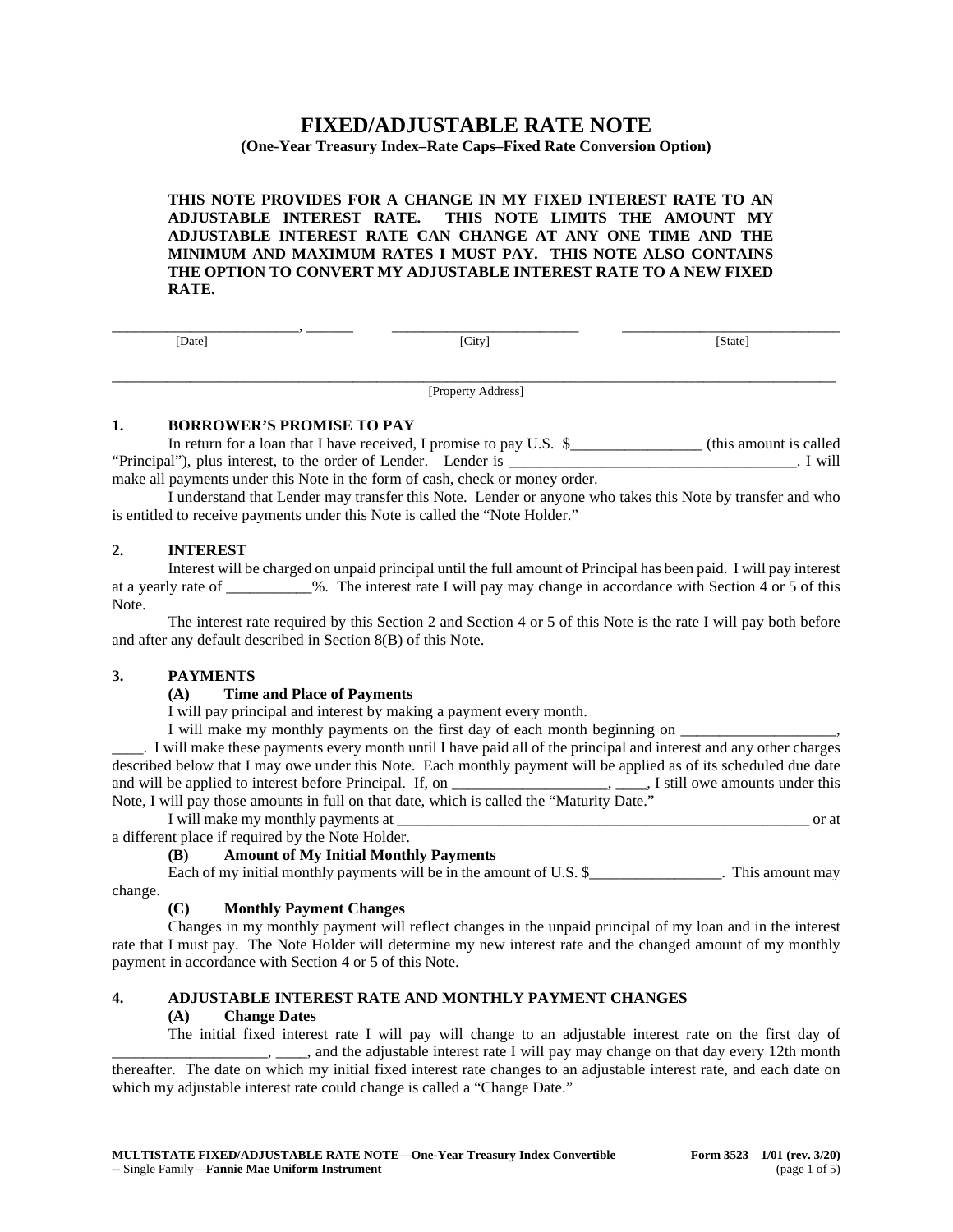# FIXED/ADJUSTABLE RATE NOTE

**(One-Year Treasury Index–Rate Caps–Fixed Rate Conversion Option)**

**THIS NOTE PROVIDES FOR A CHANGE IN MY FIXED INTEREST RATE TO AN ADJUSTABLE INTEREST RATE. THIS NOTE LIMITS THE AMOUNT MY ADJUSTABLE INTEREST RATE CAN CHANGE AT ANY ONE TIME AND THE MINIMUM AND MAXIMUM RATES I MUST PAY. THIS NOTE ALSO CONTAINS THE OPTION TO CONVERT MY ADJUSTABLE INTEREST RATE TO A NEW FIXED RATE.**

________________________, ______ &nbsp;&nbsp;&nbsp;&nbsp; _________________________ &nbsp;&nbsp;&nbsp;&nbsp; _____________________________
[Date] &nbsp;&nbsp;&nbsp;&nbsp; [City] &nbsp;&nbsp;&nbsp;&nbsp; [State]

____________________________________________________________________________________________
[Property Address]

## 1. BORROWER'S PROMISE TO PAY

In return for a loan that I have received, I promise to pay U.S. $_________________ (this amount is called "Principal"), plus interest, to the order of Lender. Lender is _____________________________________. I will make all payments under this Note in the form of cash, check or money order.

I understand that Lender may transfer this Note. Lender or anyone who takes this Note by transfer and who is entitled to receive payments under this Note is called the "Note Holder."

## 2. INTEREST

Interest will be charged on unpaid principal until the full amount of Principal has been paid. I will pay interest at a yearly rate of ___________%. The interest rate I will pay may change in accordance with Section 4 or 5 of this Note.

The interest rate required by this Section 2 and Section 4 or 5 of this Note is the rate I will pay both before and after any default described in Section 8(B) of this Note.

## 3. PAYMENTS

### (A) Time and Place of Payments

I will pay principal and interest by making a payment every month.

I will make my monthly payments on the first day of each month beginning on ____________________, ____. I will make these payments every month until I have paid all of the principal and interest and any other charges described below that I may owe under this Note. Each monthly payment will be applied as of its scheduled due date and will be applied to interest before Principal. If, on ____________________, ____, I still owe amounts under this Note, I will pay those amounts in full on that date, which is called the "Maturity Date."

I will make my monthly payments at ________________________________________________________ or at a different place if required by the Note Holder.

### (B) Amount of My Initial Monthly Payments

Each of my initial monthly payments will be in the amount of U.S. $_________________. This amount may change.

### (C) Monthly Payment Changes

Changes in my monthly payment will reflect changes in the unpaid principal of my loan and in the interest rate that I must pay. The Note Holder will determine my new interest rate and the changed amount of my monthly payment in accordance with Section 4 or 5 of this Note.

## 4. ADJUSTABLE INTEREST RATE AND MONTHLY PAYMENT CHANGES

### (A) Change Dates

The initial fixed interest rate I will pay will change to an adjustable interest rate on the first day of ____________________, ____, and the adjustable interest rate I will pay may change on that day every 12th month thereafter. The date on which my initial fixed interest rate changes to an adjustable interest rate, and each date on which my adjustable interest rate could change is called a "Change Date."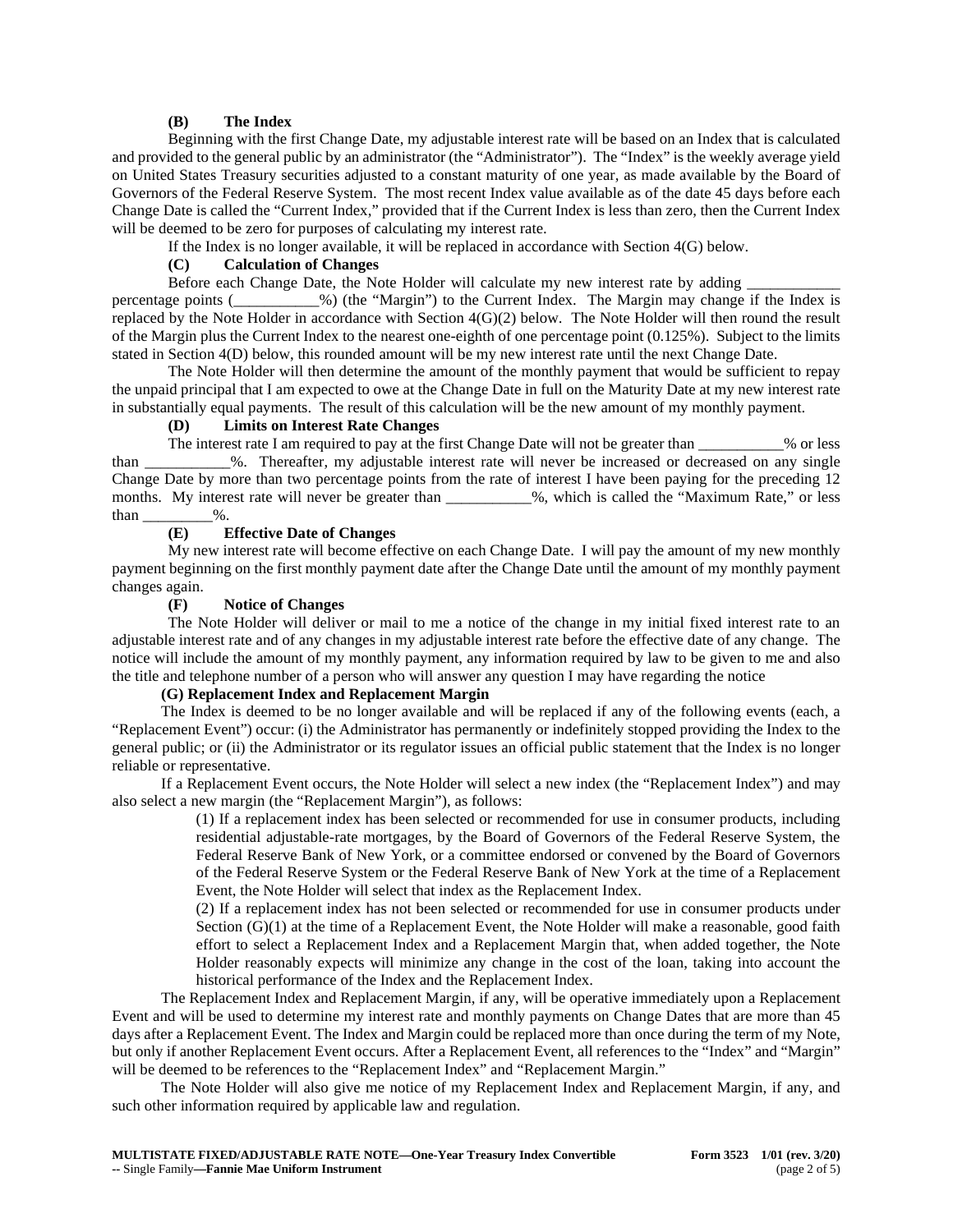**(B) The Index**

Beginning with the first Change Date, my adjustable interest rate will be based on an Index that is calculated and provided to the general public by an administrator (the "Administrator"). The "Index" is the weekly average yield on United States Treasury securities adjusted to a constant maturity of one year, as made available by the Board of Governors of the Federal Reserve System. The most recent Index value available as of the date 45 days before each Change Date is called the "Current Index," provided that if the Current Index is less than zero, then the Current Index will be deemed to be zero for purposes of calculating my interest rate.

If the Index is no longer available, it will be replaced in accordance with Section 4(G) below.

**(C) Calculation of Changes**

Before each Change Date, the Note Holder will calculate my new interest rate by adding ____________ percentage points (___________%) (the "Margin") to the Current Index. The Margin may change if the Index is replaced by the Note Holder in accordance with Section 4(G)(2) below. The Note Holder will then round the result of the Margin plus the Current Index to the nearest one-eighth of one percentage point (0.125%). Subject to the limits stated in Section 4(D) below, this rounded amount will be my new interest rate until the next Change Date.

The Note Holder will then determine the amount of the monthly payment that would be sufficient to repay the unpaid principal that I am expected to owe at the Change Date in full on the Maturity Date at my new interest rate in substantially equal payments. The result of this calculation will be the new amount of my monthly payment.

**(D) Limits on Interest Rate Changes**

The interest rate I am required to pay at the first Change Date will not be greater than ___________% or less than ___________%. Thereafter, my adjustable interest rate will never be increased or decreased on any single Change Date by more than two percentage points from the rate of interest I have been paying for the preceding 12 months. My interest rate will never be greater than ___________%, which is called the "Maximum Rate," or less than _________%.

**(E) Effective Date of Changes**

My new interest rate will become effective on each Change Date. I will pay the amount of my new monthly payment beginning on the first monthly payment date after the Change Date until the amount of my monthly payment changes again.

**(F) Notice of Changes**

The Note Holder will deliver or mail to me a notice of the change in my initial fixed interest rate to an adjustable interest rate and of any changes in my adjustable interest rate before the effective date of any change. The notice will include the amount of my monthly payment, any information required by law to be given to me and also the title and telephone number of a person who will answer any question I may have regarding the notice

**(G) Replacement Index and Replacement Margin**

The Index is deemed to be no longer available and will be replaced if any of the following events (each, a "Replacement Event") occur: (i) the Administrator has permanently or indefinitely stopped providing the Index to the general public; or (ii) the Administrator or its regulator issues an official public statement that the Index is no longer reliable or representative.

If a Replacement Event occurs, the Note Holder will select a new index (the "Replacement Index") and may also select a new margin (the "Replacement Margin"), as follows:

(1) If a replacement index has been selected or recommended for use in consumer products, including residential adjustable-rate mortgages, by the Board of Governors of the Federal Reserve System, the Federal Reserve Bank of New York, or a committee endorsed or convened by the Board of Governors of the Federal Reserve System or the Federal Reserve Bank of New York at the time of a Replacement Event, the Note Holder will select that index as the Replacement Index.

(2) If a replacement index has not been selected or recommended for use in consumer products under Section (G)(1) at the time of a Replacement Event, the Note Holder will make a reasonable, good faith effort to select a Replacement Index and a Replacement Margin that, when added together, the Note Holder reasonably expects will minimize any change in the cost of the loan, taking into account the historical performance of the Index and the Replacement Index.

The Replacement Index and Replacement Margin, if any, will be operative immediately upon a Replacement Event and will be used to determine my interest rate and monthly payments on Change Dates that are more than 45 days after a Replacement Event. The Index and Margin could be replaced more than once during the term of my Note, but only if another Replacement Event occurs. After a Replacement Event, all references to the "Index" and "Margin" will be deemed to be references to the "Replacement Index" and "Replacement Margin."

The Note Holder will also give me notice of my Replacement Index and Replacement Margin, if any, and such other information required by applicable law and regulation.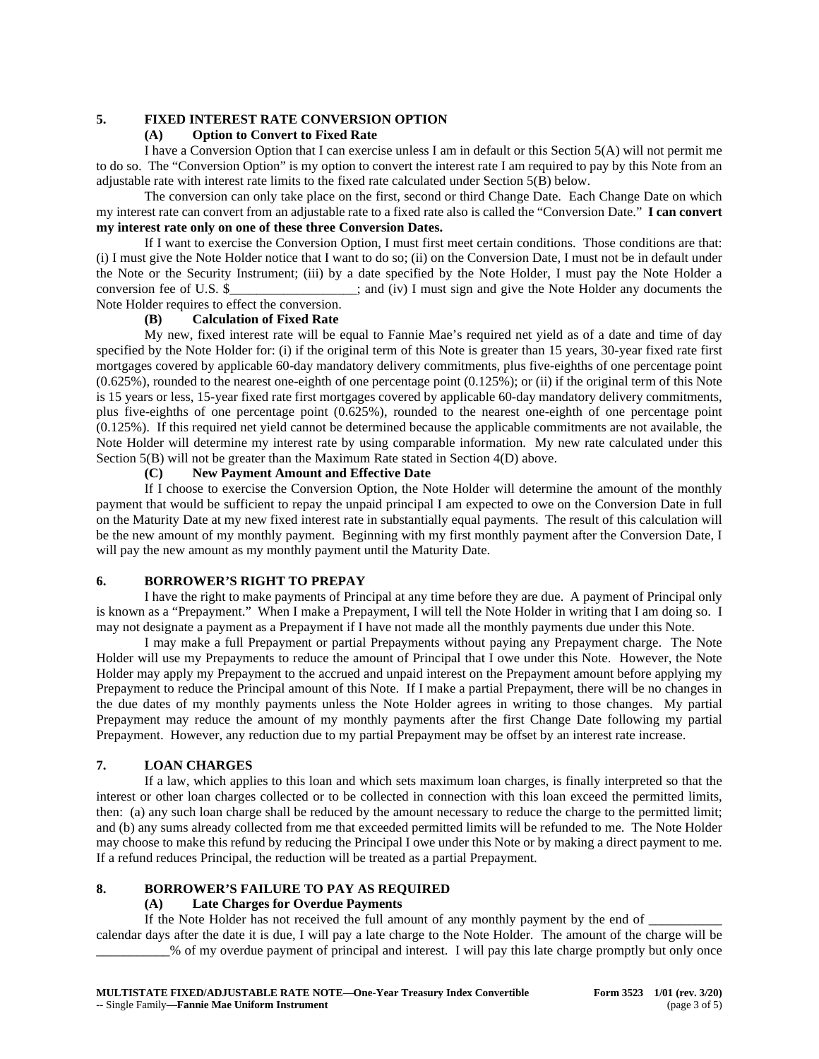## 5. FIXED INTEREST RATE CONVERSION OPTION

### (A) Option to Convert to Fixed Rate

I have a Conversion Option that I can exercise unless I am in default or this Section 5(A) will not permit me to do so. The "Conversion Option" is my option to convert the interest rate I am required to pay by this Note from an adjustable rate with interest rate limits to the fixed rate calculated under Section 5(B) below.

The conversion can only take place on the first, second or third Change Date. Each Change Date on which my interest rate can convert from an adjustable rate to a fixed rate also is called the "Conversion Date." **I can convert my interest rate only on one of these three Conversion Dates.**

If I want to exercise the Conversion Option, I must first meet certain conditions. Those conditions are that: (i) I must give the Note Holder notice that I want to do so; (ii) on the Conversion Date, I must not be in default under the Note or the Security Instrument; (iii) by a date specified by the Note Holder, I must pay the Note Holder a conversion fee of U.S. $__________________; and (iv) I must sign and give the Note Holder any documents the Note Holder requires to effect the conversion.

### (B) Calculation of Fixed Rate

My new, fixed interest rate will be equal to Fannie Mae's required net yield as of a date and time of day specified by the Note Holder for: (i) if the original term of this Note is greater than 15 years, 30-year fixed rate first mortgages covered by applicable 60-day mandatory delivery commitments, plus five-eighths of one percentage point (0.625%), rounded to the nearest one-eighth of one percentage point (0.125%); or (ii) if the original term of this Note is 15 years or less, 15-year fixed rate first mortgages covered by applicable 60-day mandatory delivery commitments, plus five-eighths of one percentage point (0.625%), rounded to the nearest one-eighth of one percentage point (0.125%). If this required net yield cannot be determined because the applicable commitments are not available, the Note Holder will determine my interest rate by using comparable information. My new rate calculated under this Section 5(B) will not be greater than the Maximum Rate stated in Section 4(D) above.

### (C) New Payment Amount and Effective Date

If I choose to exercise the Conversion Option, the Note Holder will determine the amount of the monthly payment that would be sufficient to repay the unpaid principal I am expected to owe on the Conversion Date in full on the Maturity Date at my new fixed interest rate in substantially equal payments. The result of this calculation will be the new amount of my monthly payment. Beginning with my first monthly payment after the Conversion Date, I will pay the new amount as my monthly payment until the Maturity Date.

## 6. BORROWER'S RIGHT TO PREPAY

I have the right to make payments of Principal at any time before they are due. A payment of Principal only is known as a "Prepayment." When I make a Prepayment, I will tell the Note Holder in writing that I am doing so. I may not designate a payment as a Prepayment if I have not made all the monthly payments due under this Note.

I may make a full Prepayment or partial Prepayments without paying any Prepayment charge. The Note Holder will use my Prepayments to reduce the amount of Principal that I owe under this Note. However, the Note Holder may apply my Prepayment to the accrued and unpaid interest on the Prepayment amount before applying my Prepayment to reduce the Principal amount of this Note. If I make a partial Prepayment, there will be no changes in the due dates of my monthly payments unless the Note Holder agrees in writing to those changes. My partial Prepayment may reduce the amount of my monthly payments after the first Change Date following my partial Prepayment. However, any reduction due to my partial Prepayment may be offset by an interest rate increase.

## 7. LOAN CHARGES

If a law, which applies to this loan and which sets maximum loan charges, is finally interpreted so that the interest or other loan charges collected or to be collected in connection with this loan exceed the permitted limits, then: (a) any such loan charge shall be reduced by the amount necessary to reduce the charge to the permitted limit; and (b) any sums already collected from me that exceeded permitted limits will be refunded to me. The Note Holder may choose to make this refund by reducing the Principal I owe under this Note or by making a direct payment to me. If a refund reduces Principal, the reduction will be treated as a partial Prepayment.

## 8. BORROWER'S FAILURE TO PAY AS REQUIRED

### (A) Late Charges for Overdue Payments

If the Note Holder has not received the full amount of any monthly payment by the end of __________ calendar days after the date it is due, I will pay a late charge to the Note Holder. The amount of the charge will be __________% of my overdue payment of principal and interest. I will pay this late charge promptly but only once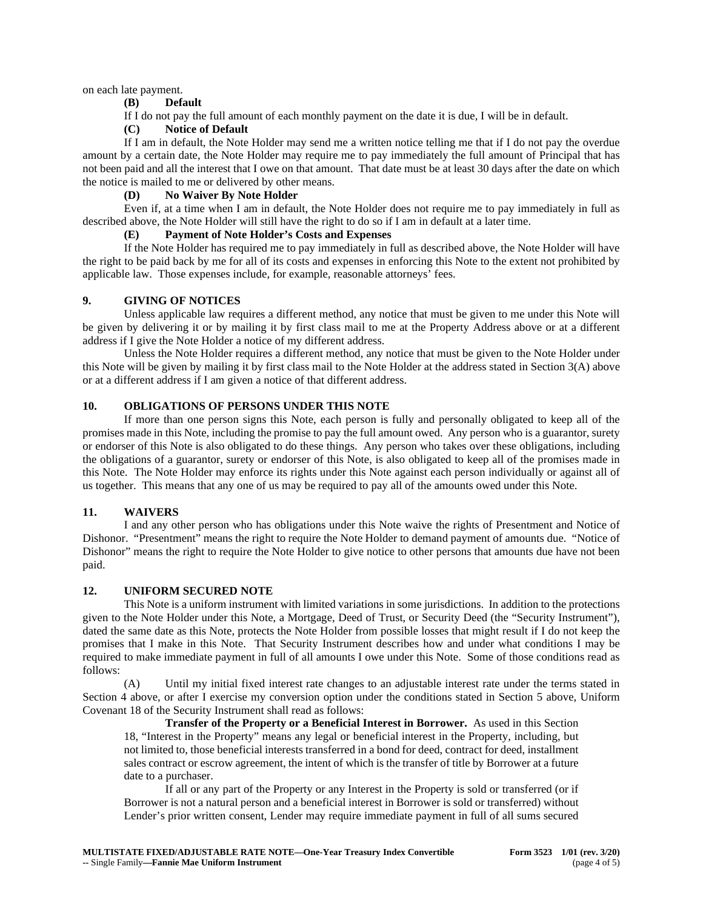on each late payment.

**(B) Default**

If I do not pay the full amount of each monthly payment on the date it is due, I will be in default.

**(C) Notice of Default**

If I am in default, the Note Holder may send me a written notice telling me that if I do not pay the overdue amount by a certain date, the Note Holder may require me to pay immediately the full amount of Principal that has not been paid and all the interest that I owe on that amount. That date must be at least 30 days after the date on which the notice is mailed to me or delivered by other means.

**(D) No Waiver By Note Holder**

Even if, at a time when I am in default, the Note Holder does not require me to pay immediately in full as described above, the Note Holder will still have the right to do so if I am in default at a later time.

**(E) Payment of Note Holder's Costs and Expenses**

If the Note Holder has required me to pay immediately in full as described above, the Note Holder will have the right to be paid back by me for all of its costs and expenses in enforcing this Note to the extent not prohibited by applicable law. Those expenses include, for example, reasonable attorneys' fees.

## 9. GIVING OF NOTICES

Unless applicable law requires a different method, any notice that must be given to me under this Note will be given by delivering it or by mailing it by first class mail to me at the Property Address above or at a different address if I give the Note Holder a notice of my different address.

Unless the Note Holder requires a different method, any notice that must be given to the Note Holder under this Note will be given by mailing it by first class mail to the Note Holder at the address stated in Section 3(A) above or at a different address if I am given a notice of that different address.

## 10. OBLIGATIONS OF PERSONS UNDER THIS NOTE

If more than one person signs this Note, each person is fully and personally obligated to keep all of the promises made in this Note, including the promise to pay the full amount owed. Any person who is a guarantor, surety or endorser of this Note is also obligated to do these things. Any person who takes over these obligations, including the obligations of a guarantor, surety or endorser of this Note, is also obligated to keep all of the promises made in this Note. The Note Holder may enforce its rights under this Note against each person individually or against all of us together. This means that any one of us may be required to pay all of the amounts owed under this Note.

## 11. WAIVERS

I and any other person who has obligations under this Note waive the rights of Presentment and Notice of Dishonor. "Presentment" means the right to require the Note Holder to demand payment of amounts due. "Notice of Dishonor" means the right to require the Note Holder to give notice to other persons that amounts due have not been paid.

## 12. UNIFORM SECURED NOTE

This Note is a uniform instrument with limited variations in some jurisdictions. In addition to the protections given to the Note Holder under this Note, a Mortgage, Deed of Trust, or Security Deed (the "Security Instrument"), dated the same date as this Note, protects the Note Holder from possible losses that might result if I do not keep the promises that I make in this Note. That Security Instrument describes how and under what conditions I may be required to make immediate payment in full of all amounts I owe under this Note. Some of those conditions read as follows:

(A) Until my initial fixed interest rate changes to an adjustable interest rate under the terms stated in Section 4 above, or after I exercise my conversion option under the conditions stated in Section 5 above, Uniform Covenant 18 of the Security Instrument shall read as follows:

> **Transfer of the Property or a Beneficial Interest in Borrower.** As used in this Section 18, "Interest in the Property" means any legal or beneficial interest in the Property, including, but not limited to, those beneficial interests transferred in a bond for deed, contract for deed, installment sales contract or escrow agreement, the intent of which is the transfer of title by Borrower at a future date to a purchaser.
>
> If all or any part of the Property or any Interest in the Property is sold or transferred (or if Borrower is not a natural person and a beneficial interest in Borrower is sold or transferred) without Lender's prior written consent, Lender may require immediate payment in full of all sums secured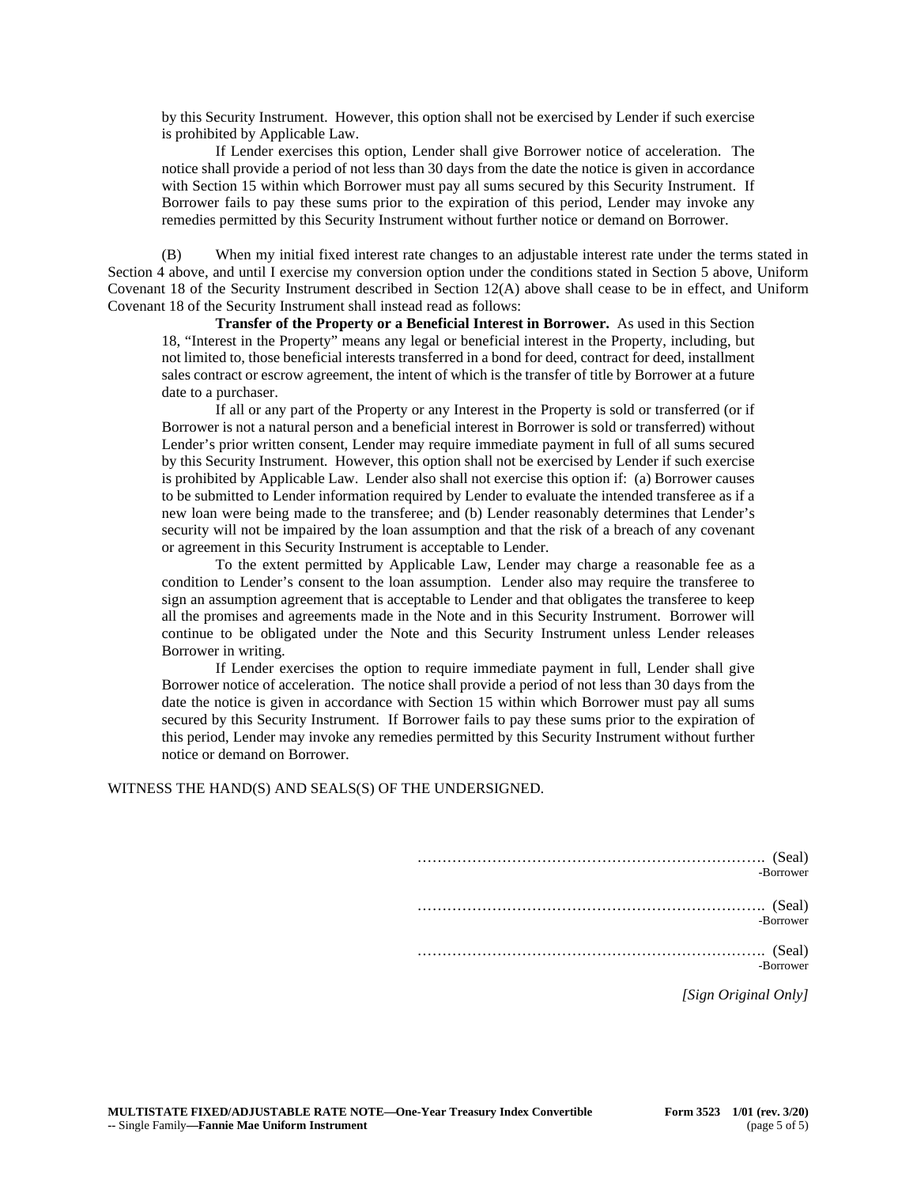by this Security Instrument. However, this option shall not be exercised by Lender if such exercise is prohibited by Applicable Law.

If Lender exercises this option, Lender shall give Borrower notice of acceleration. The notice shall provide a period of not less than 30 days from the date the notice is given in accordance with Section 15 within which Borrower must pay all sums secured by this Security Instrument. If Borrower fails to pay these sums prior to the expiration of this period, Lender may invoke any remedies permitted by this Security Instrument without further notice or demand on Borrower.

(B) When my initial fixed interest rate changes to an adjustable interest rate under the terms stated in Section 4 above, and until I exercise my conversion option under the conditions stated in Section 5 above, Uniform Covenant 18 of the Security Instrument described in Section 12(A) above shall cease to be in effect, and Uniform Covenant 18 of the Security Instrument shall instead read as follows:

**Transfer of the Property or a Beneficial Interest in Borrower.** As used in this Section 18, "Interest in the Property" means any legal or beneficial interest in the Property, including, but not limited to, those beneficial interests transferred in a bond for deed, contract for deed, installment sales contract or escrow agreement, the intent of which is the transfer of title by Borrower at a future date to a purchaser.

If all or any part of the Property or any Interest in the Property is sold or transferred (or if Borrower is not a natural person and a beneficial interest in Borrower is sold or transferred) without Lender's prior written consent, Lender may require immediate payment in full of all sums secured by this Security Instrument. However, this option shall not be exercised by Lender if such exercise is prohibited by Applicable Law. Lender also shall not exercise this option if: (a) Borrower causes to be submitted to Lender information required by Lender to evaluate the intended transferee as if a new loan were being made to the transferee; and (b) Lender reasonably determines that Lender's security will not be impaired by the loan assumption and that the risk of a breach of any covenant or agreement in this Security Instrument is acceptable to Lender.

To the extent permitted by Applicable Law, Lender may charge a reasonable fee as a condition to Lender's consent to the loan assumption. Lender also may require the transferee to sign an assumption agreement that is acceptable to Lender and that obligates the transferee to keep all the promises and agreements made in the Note and in this Security Instrument. Borrower will continue to be obligated under the Note and this Security Instrument unless Lender releases Borrower in writing.

If Lender exercises the option to require immediate payment in full, Lender shall give Borrower notice of acceleration. The notice shall provide a period of not less than 30 days from the date the notice is given in accordance with Section 15 within which Borrower must pay all sums secured by this Security Instrument. If Borrower fails to pay these sums prior to the expiration of this period, Lender may invoke any remedies permitted by this Security Instrument without further notice or demand on Borrower.

WITNESS THE HAND(S) AND SEALS(S) OF THE UNDERSIGNED.

……………………………………………………………. (Seal)
-Borrower

……………………………………………………………. (Seal)
-Borrower

……………………………………………………………. (Seal)
-Borrower

*[Sign Original Only]*

**MULTISTATE FIXED/ADJUSTABLE RATE NOTE—One-Year Treasury Index Convertible** -- Single Family**—Fannie Mae Uniform Instrument** **Form 3523 1/01 (rev. 3/20)**